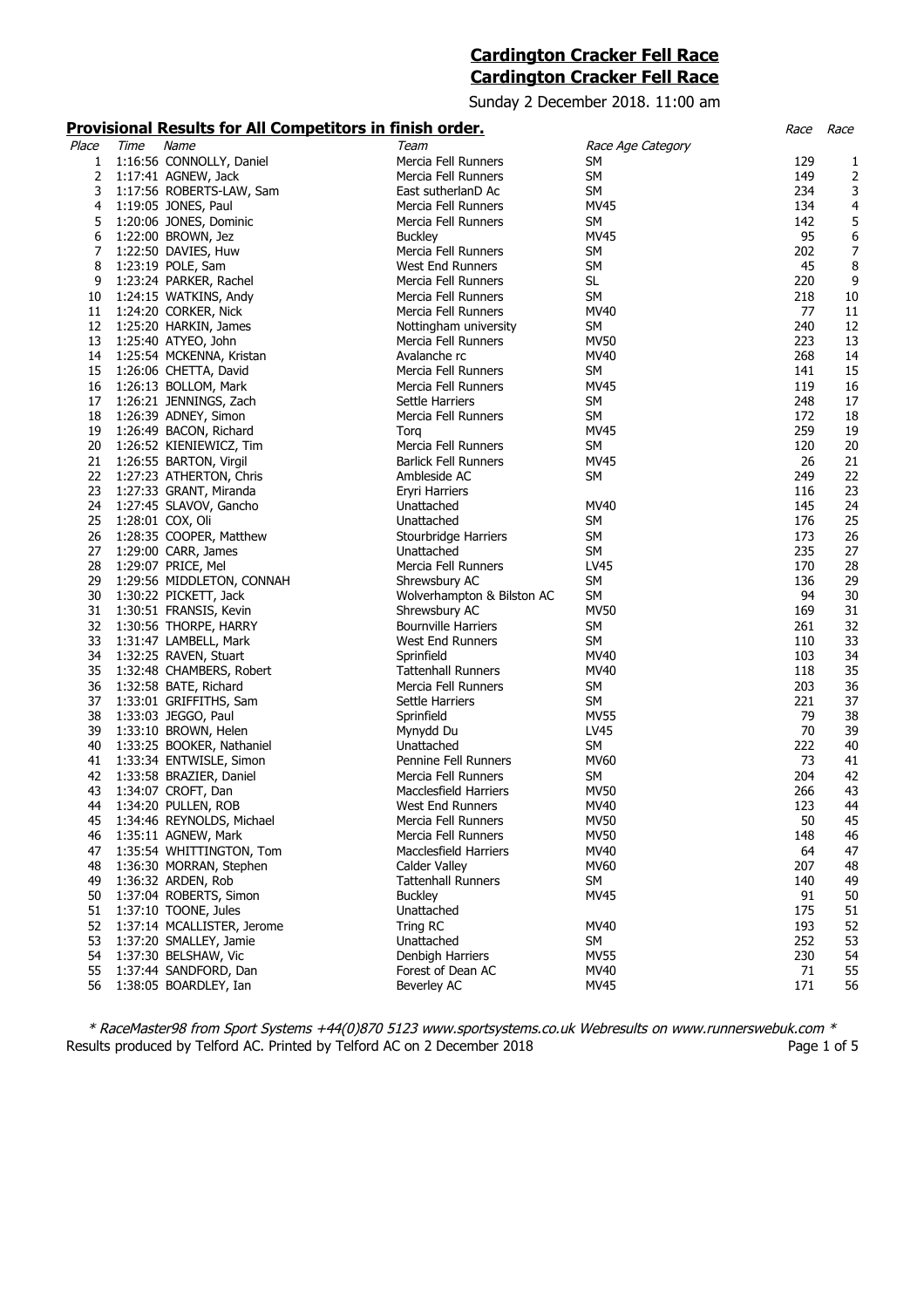# Cardington Cracker Fell Race

## Cardington Cracker Fell Race

Sunday 2 December 2018. 11:00 am

### Provisional Results for All Competitors in finish order.

| Place | Time | Name | Team | Race Age Category | Race | Race |
|---|---|---|---|---|---|---|
| 1 | 1:16:56 | CONNOLLY, Daniel | Mercia Fell Runners | SM | 129 | 1 |
| 2 | 1:17:41 | AGNEW, Jack | Mercia Fell Runners | SM | 149 | 2 |
| 3 | 1:17:56 | ROBERTS-LAW, Sam | East sutherlanD Ac | SM | 234 | 3 |
| 4 | 1:19:05 | JONES, Paul | Mercia Fell Runners | MV45 | 134 | 4 |
| 5 | 1:20:06 | JONES, Dominic | Mercia Fell Runners | SM | 142 | 5 |
| 6 | 1:22:00 | BROWN, Jez | Buckley | MV45 | 95 | 6 |
| 7 | 1:22:50 | DAVIES, Huw | Mercia Fell Runners | SM | 202 | 7 |
| 8 | 1:23:19 | POLE, Sam | West End Runners | SM | 45 | 8 |
| 9 | 1:23:24 | PARKER, Rachel | Mercia Fell Runners | SL | 220 | 9 |
| 10 | 1:24:15 | WATKINS, Andy | Mercia Fell Runners | SM | 218 | 10 |
| 11 | 1:24:20 | CORKER, Nick | Mercia Fell Runners | MV40 | 77 | 11 |
| 12 | 1:25:20 | HARKIN, James | Nottingham university | SM | 240 | 12 |
| 13 | 1:25:40 | ATYEO, John | Mercia Fell Runners | MV50 | 223 | 13 |
| 14 | 1:25:54 | MCKENNA, Kristan | Avalanche rc | MV40 | 268 | 14 |
| 15 | 1:26:06 | CHETTA, David | Mercia Fell Runners | SM | 141 | 15 |
| 16 | 1:26:13 | BOLLOM, Mark | Mercia Fell Runners | MV45 | 119 | 16 |
| 17 | 1:26:21 | JENNINGS, Zach | Settle Harriers | SM | 248 | 17 |
| 18 | 1:26:39 | ADNEY, Simon | Mercia Fell Runners | SM | 172 | 18 |
| 19 | 1:26:49 | BACON, Richard | Torq | MV45 | 259 | 19 |
| 20 | 1:26:52 | KIENIEWICZ, Tim | Mercia Fell Runners | SM | 120 | 20 |
| 21 | 1:26:55 | BARTON, Virgil | Barlick Fell Runners | MV45 | 26 | 21 |
| 22 | 1:27:23 | ATHERTON, Chris | Ambleside AC | SM | 249 | 22 |
| 23 | 1:27:33 | GRANT, Miranda | Eryri Harriers | | 116 | 23 |
| 24 | 1:27:45 | SLAVOV, Gancho | Unattached | MV40 | 145 | 24 |
| 25 | 1:28:01 | COX, Oli | Unattached | SM | 176 | 25 |
| 26 | 1:28:35 | COOPER, Matthew | Stourbridge Harriers | SM | 173 | 26 |
| 27 | 1:29:00 | CARR, James | Unattached | SM | 235 | 27 |
| 28 | 1:29:07 | PRICE, Mel | Mercia Fell Runners | LV45 | 170 | 28 |
| 29 | 1:29:56 | MIDDLETON, CONNAH | Shrewsbury AC | SM | 136 | 29 |
| 30 | 1:30:22 | PICKETT, Jack | Wolverhampton & Bilston AC | SM | 94 | 30 |
| 31 | 1:30:51 | FRANSIS, Kevin | Shrewsbury AC | MV50 | 169 | 31 |
| 32 | 1:30:56 | THORPE, HARRY | Bournville Harriers | SM | 261 | 32 |
| 33 | 1:31:47 | LAMBELL, Mark | West End Runners | SM | 110 | 33 |
| 34 | 1:32:25 | RAVEN, Stuart | Sprinfield | MV40 | 103 | 34 |
| 35 | 1:32:48 | CHAMBERS, Robert | Tattenhall Runners | MV40 | 118 | 35 |
| 36 | 1:32:58 | BATE, Richard | Mercia Fell Runners | SM | 203 | 36 |
| 37 | 1:33:01 | GRIFFITHS, Sam | Settle Harriers | SM | 221 | 37 |
| 38 | 1:33:03 | JEGGO, Paul | Sprinfield | MV55 | 79 | 38 |
| 39 | 1:33:10 | BROWN, Helen | Mynydd Du | LV45 | 70 | 39 |
| 40 | 1:33:25 | BOOKER, Nathaniel | Unattached | SM | 222 | 40 |
| 41 | 1:33:34 | ENTWISLE, Simon | Pennine Fell Runners | MV60 | 73 | 41 |
| 42 | 1:33:58 | BRAZIER, Daniel | Mercia Fell Runners | SM | 204 | 42 |
| 43 | 1:34:07 | CROFT, Dan | Macclesfield Harriers | MV50 | 266 | 43 |
| 44 | 1:34:20 | PULLEN, ROB | West End Runners | MV40 | 123 | 44 |
| 45 | 1:34:46 | REYNOLDS, Michael | Mercia Fell Runners | MV50 | 50 | 45 |
| 46 | 1:35:11 | AGNEW, Mark | Mercia Fell Runners | MV50 | 148 | 46 |
| 47 | 1:35:54 | WHITTINGTON, Tom | Macclesfield Harriers | MV40 | 64 | 47 |
| 48 | 1:36:30 | MORRAN, Stephen | Calder Valley | MV60 | 207 | 48 |
| 49 | 1:36:32 | ARDEN, Rob | Tattenhall Runners | SM | 140 | 49 |
| 50 | 1:37:04 | ROBERTS, Simon | Buckley | MV45 | 91 | 50 |
| 51 | 1:37:10 | TOONE, Jules | Unattached | | 175 | 51 |
| 52 | 1:37:14 | MCALLISTER, Jerome | Tring RC | MV40 | 193 | 52 |
| 53 | 1:37:20 | SMALLEY, Jamie | Unattached | SM | 252 | 53 |
| 54 | 1:37:30 | BELSHAW, Vic | Denbigh Harriers | MV55 | 230 | 54 |
| 55 | 1:37:44 | SANDFORD, Dan | Forest of Dean AC | MV40 | 71 | 55 |
| 56 | 1:38:05 | BOARDLEY, Ian | Beverley AC | MV45 | 171 | 56 |

*\* RaceMaster98 from Sport Systems +44(0)870 5123 www.sportsystems.co.uk Webresults on www.runnerswebuk.com \**

Results produced by Telford AC. Printed by Telford AC on 2 December 2018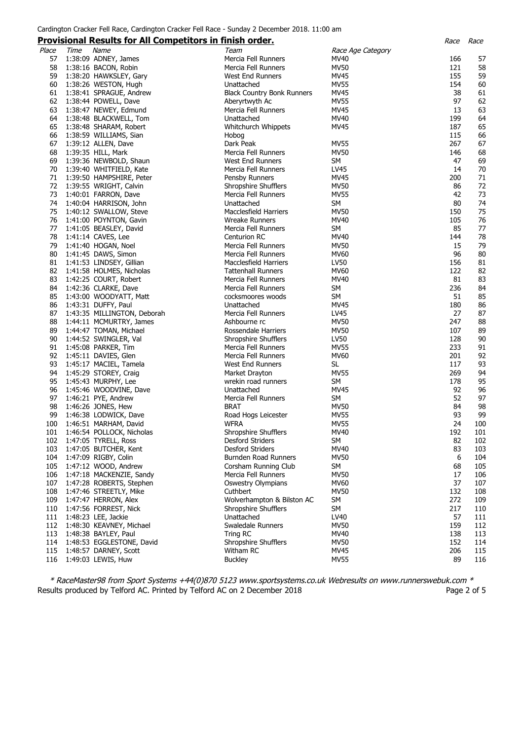Cardington Cracker Fell Race, Cardington Cracker Fell Race - Sunday 2 December 2018. 11:00 am

## Provisional Results for All Competitors in finish order.

| Place | Time | Name | Team | Race Age Category | Race | Race |
|---|---|---|---|---|---|---|
| 57 | 1:38:09 | ADNEY, James | Mercia Fell Runners | MV40 | 166 | 57 |
| 58 | 1:38:16 | BACON, Robin | Mercia Fell Runners | MV50 | 121 | 58 |
| 59 | 1:38:20 | HAWKSLEY, Gary | West End Runners | MV45 | 155 | 59 |
| 60 | 1:38:26 | WESTON, Hugh | Unattached | MV55 | 154 | 60 |
| 61 | 1:38:41 | SPRAGUE, Andrew | Black Country Bonk Runners | MV45 | 38 | 61 |
| 62 | 1:38:44 | POWELL, Dave | Aberyrtwyth Ac | MV55 | 97 | 62 |
| 63 | 1:38:47 | NEWEY, Edmund | Mercia Fell Runners | MV45 | 13 | 63 |
| 64 | 1:38:48 | BLACKWELL, Tom | Unattached | MV40 | 199 | 64 |
| 65 | 1:38:48 | SHARAM, Robert | Whitchurch Whippets | MV45 | 187 | 65 |
| 66 | 1:38:59 | WILLIAMS, Sian | Hobog | | 115 | 66 |
| 67 | 1:39:12 | ALLEN, Dave | Dark Peak | MV55 | 267 | 67 |
| 68 | 1:39:35 | HILL, Mark | Mercia Fell Runners | MV50 | 146 | 68 |
| 69 | 1:39:36 | NEWBOLD, Shaun | West End Runners | SM | 47 | 69 |
| 70 | 1:39:40 | WHITFIELD, Kate | Mercia Fell Runners | LV45 | 14 | 70 |
| 71 | 1:39:50 | HAMPSHIRE, Peter | Pensby Runners | MV45 | 200 | 71 |
| 72 | 1:39:55 | WRIGHT, Calvin | Shropshire Shufflers | MV50 | 86 | 72 |
| 73 | 1:40:01 | FARRON, Dave | Mercia Fell Runners | MV55 | 42 | 73 |
| 74 | 1:40:04 | HARRISON, John | Unattached | SM | 80 | 74 |
| 75 | 1:40:12 | SWALLOW, Steve | Macclesfield Harriers | MV50 | 150 | 75 |
| 76 | 1:41:00 | POYNTON, Gavin | Wreake Runners | MV40 | 105 | 76 |
| 77 | 1:41:05 | BEASLEY, David | Mercia Fell Runners | SM | 85 | 77 |
| 78 | 1:41:14 | CAVES, Lee | Centurion RC | MV40 | 144 | 78 |
| 79 | 1:41:40 | HOGAN, Noel | Mercia Fell Runners | MV50 | 15 | 79 |
| 80 | 1:41:45 | DAWS, Simon | Mercia Fell Runners | MV60 | 96 | 80 |
| 81 | 1:41:53 | LINDSEY, Gillian | Macclesfield Harriers | LV50 | 156 | 81 |
| 82 | 1:41:58 | HOLMES, Nicholas | Tattenhall Runners | MV60 | 122 | 82 |
| 83 | 1:42:25 | COURT, Robert | Mercia Fell Runners | MV40 | 81 | 83 |
| 84 | 1:42:36 | CLARKE, Dave | Mercia Fell Runners | SM | 236 | 84 |
| 85 | 1:43:00 | WOODYATT, Matt | cocksmoores woods | SM | 51 | 85 |
| 86 | 1:43:31 | DUFFY, Paul | Unattached | MV45 | 180 | 86 |
| 87 | 1:43:35 | MILLINGTON, Deborah | Mercia Fell Runners | LV45 | 27 | 87 |
| 88 | 1:44:11 | MCMURTRY, James | Ashbourne rc | MV50 | 247 | 88 |
| 89 | 1:44:47 | TOMAN, Michael | Rossendale Harriers | MV50 | 107 | 89 |
| 90 | 1:44:52 | SWINGLER, Val | Shropshire Shufflers | LV50 | 128 | 90 |
| 91 | 1:45:08 | PARKER, Tim | Mercia Fell Runners | MV55 | 233 | 91 |
| 92 | 1:45:11 | DAVIES, Glen | Mercia Fell Runners | MV60 | 201 | 92 |
| 93 | 1:45:17 | MACIEL, Tamela | West End Runners | SL | 117 | 93 |
| 94 | 1:45:29 | STOREY, Craig | Market Drayton | MV55 | 269 | 94 |
| 95 | 1:45:43 | MURPHY, Lee | wrekin road runners | SM | 178 | 95 |
| 96 | 1:45:46 | WOODVINE, Dave | Unattached | MV45 | 92 | 96 |
| 97 | 1:46:21 | PYE, Andrew | Mercia Fell Runners | SM | 52 | 97 |
| 98 | 1:46:26 | JONES, Hew | BRAT | MV50 | 84 | 98 |
| 99 | 1:46:38 | LODWICK, Dave | Road Hogs Leicester | MV55 | 93 | 99 |
| 100 | 1:46:51 | MARHAM, David | WFRA | MV55 | 24 | 100 |
| 101 | 1:46:54 | POLLOCK, Nicholas | Shropshire Shufflers | MV40 | 192 | 101 |
| 102 | 1:47:05 | TYRELL, Ross | Desford Striders | SM | 82 | 102 |
| 103 | 1:47:05 | BUTCHER, Kent | Desford Striders | MV40 | 83 | 103 |
| 104 | 1:47:09 | RIGBY, Colin | Burnden Road Runners | MV50 | 6 | 104 |
| 105 | 1:47:12 | WOOD, Andrew | Corsham Running Club | SM | 68 | 105 |
| 106 | 1:47:18 | MACKENZIE, Sandy | Mercia Fell Runners | MV50 | 17 | 106 |
| 107 | 1:47:28 | ROBERTS, Stephen | Oswestry Olympians | MV60 | 37 | 107 |
| 108 | 1:47:46 | STREETLY, Mike | Cuthbert | MV50 | 132 | 108 |
| 109 | 1:47:47 | HERRON, Alex | Wolverhampton & Bilston AC | SM | 272 | 109 |
| 110 | 1:47:56 | FORREST, Nick | Shropshire Shufflers | SM | 217 | 110 |
| 111 | 1:48:23 | LEE, Jackie | Unattached | LV40 | 57 | 111 |
| 112 | 1:48:30 | KEAVNEY, Michael | Swaledale Runners | MV50 | 159 | 112 |
| 113 | 1:48:38 | BAYLEY, Paul | Tring RC | MV40 | 138 | 113 |
| 114 | 1:48:53 | EGGLESTONE, David | Shropshire Shufflers | MV50 | 152 | 114 |
| 115 | 1:48:57 | DARNEY, Scott | Witham RC | MV45 | 206 | 115 |
| 116 | 1:49:03 | LEWIS, Huw | Buckley | MV55 | 89 | 116 |

*\* RaceMaster98 from Sport Systems +44(0)870 5123 www.sportsystems.co.uk Webresults on www.runnerswebuk.com \**

Results produced by Telford AC. Printed by Telford AC on 2 December 2018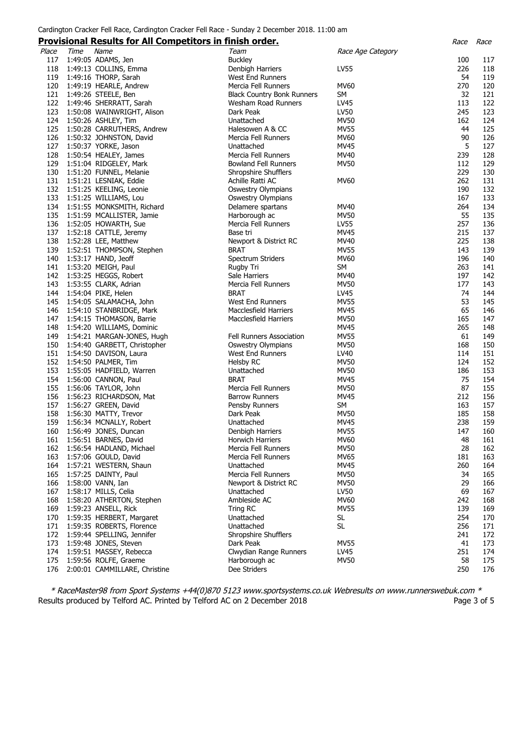Cardington Cracker Fell Race, Cardington Cracker Fell Race - Sunday 2 December 2018. 11:00 am

## Provisional Results for All Competitors in finish order.

| Place | Time | Name | Team | Race Age Category | Race | Race |
|---|---|---|---|---|---|---|
| 117 | 1:49:05 | ADAMS, Jen | Buckley | | 100 | 117 |
| 118 | 1:49:13 | COLLINS, Emma | Denbigh Harriers | LV55 | 226 | 118 |
| 119 | 1:49:16 | THORP, Sarah | West End Runners | | 54 | 119 |
| 120 | 1:49:19 | HEARLE, Andrew | Mercia Fell Runners | MV60 | 270 | 120 |
| 121 | 1:49:26 | STEELE, Ben | Black Country Bonk Runners | SM | 32 | 121 |
| 122 | 1:49:46 | SHERRATT, Sarah | Wesham Road Runners | LV45 | 113 | 122 |
| 123 | 1:50:08 | WAINWRIGHT, Alison | Dark Peak | LV50 | 245 | 123 |
| 124 | 1:50:26 | ASHLEY, Tim | Unattached | MV50 | 162 | 124 |
| 125 | 1:50:28 | CARRUTHERS, Andrew | Halesowen A & CC | MV55 | 44 | 125 |
| 126 | 1:50:32 | JOHNSTON, David | Mercia Fell Runners | MV60 | 90 | 126 |
| 127 | 1:50:37 | YORKE, Jason | Unattached | MV45 | 5 | 127 |
| 128 | 1:50:54 | HEALEY, James | Mercia Fell Runners | MV40 | 239 | 128 |
| 129 | 1:51:04 | RIDGELEY, Mark | Bowland Fell Runners | MV50 | 112 | 129 |
| 130 | 1:51:20 | FUNNEL, Melanie | Shropshire Shufflers | | 229 | 130 |
| 131 | 1:51:21 | LESNIAK, Eddie | Achille Ratti AC | MV60 | 262 | 131 |
| 132 | 1:51:25 | KEELING, Leonie | Oswestry Olympians | | 190 | 132 |
| 133 | 1:51:25 | WILLIAMS, Lou | Oswestry Olympians | | 167 | 133 |
| 134 | 1:51:55 | MONKSMITH, Richard | Delamere spartans | MV40 | 264 | 134 |
| 135 | 1:51:59 | MCALLISTER, Jamie | Harborough ac | MV50 | 55 | 135 |
| 136 | 1:52:05 | HOWARTH, Sue | Mercia Fell Runners | LV55 | 257 | 136 |
| 137 | 1:52:18 | CATTLE, Jeremy | Base tri | MV45 | 215 | 137 |
| 138 | 1:52:28 | LEE, Matthew | Newport & District RC | MV40 | 225 | 138 |
| 139 | 1:52:51 | THOMPSON, Stephen | BRAT | MV55 | 143 | 139 |
| 140 | 1:53:17 | HAND, Jeoff | Spectrum Striders | MV60 | 196 | 140 |
| 141 | 1:53:20 | MEIGH, Paul | Rugby Tri | SM | 263 | 141 |
| 142 | 1:53:25 | HEGGS, Robert | Sale Harriers | MV40 | 197 | 142 |
| 143 | 1:53:55 | CLARK, Adrian | Mercia Fell Runners | MV50 | 177 | 143 |
| 144 | 1:54:04 | PIKE, Helen | BRAT | LV45 | 74 | 144 |
| 145 | 1:54:05 | SALAMACHA, John | West End Runners | MV55 | 53 | 145 |
| 146 | 1:54:10 | STANBRIDGE, Mark | Macclesfield Harriers | MV45 | 65 | 146 |
| 147 | 1:54:15 | THOMASON, Barrie | Macclesfield Harriers | MV50 | 165 | 147 |
| 148 | 1:54:20 | WILLIAMS, Dominic | | MV45 | 265 | 148 |
| 149 | 1:54:21 | MARGAN-JONES, Hugh | Fell Runners Association | MV55 | 61 | 149 |
| 150 | 1:54:40 | GARBETT, Christopher | Oswestry Olympians | MV50 | 168 | 150 |
| 151 | 1:54:50 | DAVISON, Laura | West End Runners | LV40 | 114 | 151 |
| 152 | 1:54:50 | PALMER, Tim | Helsby RC | MV50 | 124 | 152 |
| 153 | 1:55:05 | HADFIELD, Warren | Unattached | MV50 | 186 | 153 |
| 154 | 1:56:00 | CANNON, Paul | BRAT | MV45 | 75 | 154 |
| 155 | 1:56:06 | TAYLOR, John | Mercia Fell Runners | MV50 | 87 | 155 |
| 156 | 1:56:23 | RICHARDSON, Mat | Barrow Runners | MV45 | 212 | 156 |
| 157 | 1:56:27 | GREEN, David | Pensby Runners | SM | 163 | 157 |
| 158 | 1:56:30 | MATTY, Trevor | Dark Peak | MV50 | 185 | 158 |
| 159 | 1:56:34 | MCNALLY, Robert | Unattached | MV45 | 238 | 159 |
| 160 | 1:56:49 | JONES, Duncan | Denbigh Harriers | MV55 | 147 | 160 |
| 161 | 1:56:51 | BARNES, David | Horwich Harriers | MV60 | 48 | 161 |
| 162 | 1:56:54 | HADLAND, Michael | Mercia Fell Runners | MV50 | 28 | 162 |
| 163 | 1:57:06 | GOULD, David | Mercia Fell Runners | MV65 | 181 | 163 |
| 164 | 1:57:21 | WESTERN, Shaun | Unattached | MV45 | 260 | 164 |
| 165 | 1:57:25 | DAINTY, Paul | Mercia Fell Runners | MV50 | 34 | 165 |
| 166 | 1:58:00 | VANN, Ian | Newport & District RC | MV50 | 29 | 166 |
| 167 | 1:58:17 | MILLS, Celia | Unattached | LV50 | 69 | 167 |
| 168 | 1:58:20 | ATHERTON, Stephen | Ambleside AC | MV60 | 242 | 168 |
| 169 | 1:59:23 | ANSELL, Rick | Tring RC | MV55 | 139 | 169 |
| 170 | 1:59:35 | HERBERT, Margaret | Unattached | SL | 254 | 170 |
| 171 | 1:59:35 | ROBERTS, Florence | Unattached | SL | 256 | 171 |
| 172 | 1:59:44 | SPELLING, Jennifer | Shropshire Shufflers | | 241 | 172 |
| 173 | 1:59:48 | JONES, Steven | Dark Peak | MV55 | 41 | 173 |
| 174 | 1:59:51 | MASSEY, Rebecca | Clwydian Range Runners | LV45 | 251 | 174 |
| 175 | 1:59:56 | ROLFE, Graeme | Harborough ac | MV50 | 58 | 175 |
| 176 | 2:00:01 | CAMMILLARE, Christine | Dee Striders | | 250 | 176 |

*\* RaceMaster98 from Sport Systems +44(0)870 5123 www.sportsystems.co.uk Webresults on www.runnerswebuk.com \**

Results produced by Telford AC. Printed by Telford AC on 2 December 2018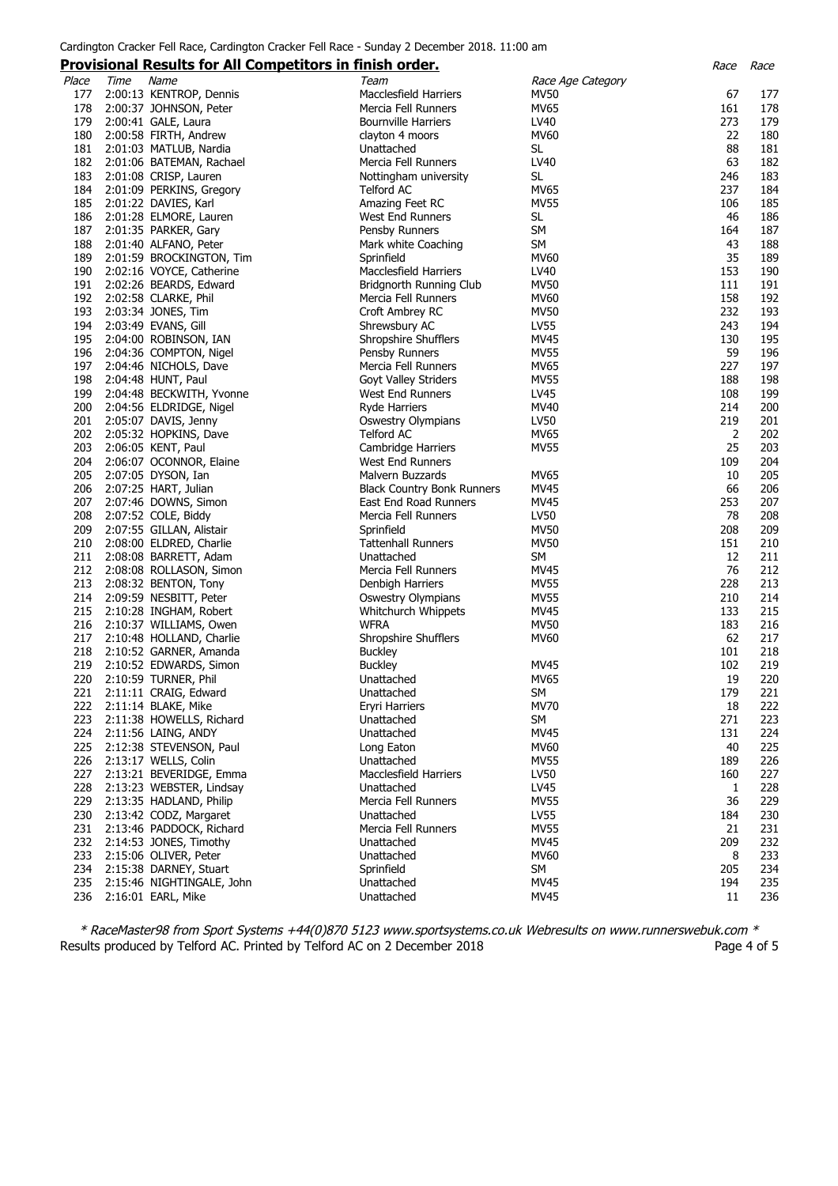Cardington Cracker Fell Race, Cardington Cracker Fell Race - Sunday 2 December 2018. 11:00 am

## Provisional Results for All Competitors in finish order.

| Place | Time | Name | Team | Race Age Category | Race | Race |
|---|---|---|---|---|---|---|
| 177 | 2:00:13 | KENTROP, Dennis | Macclesfield Harriers | MV50 | 67 | 177 |
| 178 | 2:00:37 | JOHNSON, Peter | Mercia Fell Runners | MV65 | 161 | 178 |
| 179 | 2:00:41 | GALE, Laura | Bournville Harriers | LV40 | 273 | 179 |
| 180 | 2:00:58 | FIRTH, Andrew | clayton 4 moors | MV60 | 22 | 180 |
| 181 | 2:01:03 | MATLUB, Nardia | Unattached | SL | 88 | 181 |
| 182 | 2:01:06 | BATEMAN, Rachael | Mercia Fell Runners | LV40 | 63 | 182 |
| 183 | 2:01:08 | CRISP, Lauren | Nottingham university | SL | 246 | 183 |
| 184 | 2:01:09 | PERKINS, Gregory | Telford AC | MV65 | 237 | 184 |
| 185 | 2:01:22 | DAVIES, Karl | Amazing Feet RC | MV55 | 106 | 185 |
| 186 | 2:01:28 | ELMORE, Lauren | West End Runners | SL | 46 | 186 |
| 187 | 2:01:35 | PARKER, Gary | Pensby Runners | SM | 164 | 187 |
| 188 | 2:01:40 | ALFANO, Peter | Mark white Coaching | SM | 43 | 188 |
| 189 | 2:01:59 | BROCKINGTON, Tim | Sprinfield | MV60 | 35 | 189 |
| 190 | 2:02:16 | VOYCE, Catherine | Macclesfield Harriers | LV40 | 153 | 190 |
| 191 | 2:02:26 | BEARDS, Edward | Bridgnorth Running Club | MV50 | 111 | 191 |
| 192 | 2:02:58 | CLARKE, Phil | Mercia Fell Runners | MV60 | 158 | 192 |
| 193 | 2:03:34 | JONES, Tim | Croft Ambrey RC | MV50 | 232 | 193 |
| 194 | 2:03:49 | EVANS, Gill | Shrewsbury AC | LV55 | 243 | 194 |
| 195 | 2:04:00 | ROBINSON, IAN | Shropshire Shufflers | MV45 | 130 | 195 |
| 196 | 2:04:36 | COMPTON, Nigel | Pensby Runners | MV55 | 59 | 196 |
| 197 | 2:04:46 | NICHOLS, Dave | Mercia Fell Runners | MV65 | 227 | 197 |
| 198 | 2:04:48 | HUNT, Paul | Goyt Valley Striders | MV55 | 188 | 198 |
| 199 | 2:04:48 | BECKWITH, Yvonne | West End Runners | LV45 | 108 | 199 |
| 200 | 2:04:56 | ELDRIDGE, Nigel | Ryde Harriers | MV40 | 214 | 200 |
| 201 | 2:05:07 | DAVIS, Jenny | Oswestry Olympians | LV50 | 219 | 201 |
| 202 | 2:05:32 | HOPKINS, Dave | Telford AC | MV65 | 2 | 202 |
| 203 | 2:06:05 | KENT, Paul | Cambridge Harriers | MV55 | 25 | 203 |
| 204 | 2:06:07 | OCONNOR, Elaine | West End Runners | | 109 | 204 |
| 205 | 2:07:05 | DYSON, Ian | Malvern Buzzards | MV65 | 10 | 205 |
| 206 | 2:07:25 | HART, Julian | Black Country Bonk Runners | MV45 | 66 | 206 |
| 207 | 2:07:46 | DOWNS, Simon | East End Road Runners | MV45 | 253 | 207 |
| 208 | 2:07:52 | COLE, Biddy | Mercia Fell Runners | LV50 | 78 | 208 |
| 209 | 2:07:55 | GILLAN, Alistair | Sprinfield | MV50 | 208 | 209 |
| 210 | 2:08:00 | ELDRED, Charlie | Tattenhall Runners | MV50 | 151 | 210 |
| 211 | 2:08:08 | BARRETT, Adam | Unattached | SM | 12 | 211 |
| 212 | 2:08:08 | ROLLASON, Simon | Mercia Fell Runners | MV45 | 76 | 212 |
| 213 | 2:08:32 | BENTON, Tony | Denbigh Harriers | MV55 | 228 | 213 |
| 214 | 2:09:59 | NESBITT, Peter | Oswestry Olympians | MV55 | 210 | 214 |
| 215 | 2:10:28 | INGHAM, Robert | Whitchurch Whippets | MV45 | 133 | 215 |
| 216 | 2:10:37 | WILLIAMS, Owen | WFRA | MV50 | 183 | 216 |
| 217 | 2:10:48 | HOLLAND, Charlie | Shropshire Shufflers | MV60 | 62 | 217 |
| 218 | 2:10:52 | GARNER, Amanda | Buckley | | 101 | 218 |
| 219 | 2:10:52 | EDWARDS, Simon | Buckley | MV45 | 102 | 219 |
| 220 | 2:10:59 | TURNER, Phil | Unattached | MV65 | 19 | 220 |
| 221 | 2:11:11 | CRAIG, Edward | Unattached | SM | 179 | 221 |
| 222 | 2:11:14 | BLAKE, Mike | Eryri Harriers | MV70 | 18 | 222 |
| 223 | 2:11:38 | HOWELLS, Richard | Unattached | SM | 271 | 223 |
| 224 | 2:11:56 | LAING, ANDY | Unattached | MV45 | 131 | 224 |
| 225 | 2:12:38 | STEVENSON, Paul | Long Eaton | MV60 | 40 | 225 |
| 226 | 2:13:17 | WELLS, Colin | Unattached | MV55 | 189 | 226 |
| 227 | 2:13:21 | BEVERIDGE, Emma | Macclesfield Harriers | LV50 | 160 | 227 |
| 228 | 2:13:23 | WEBSTER, Lindsay | Unattached | LV45 | 1 | 228 |
| 229 | 2:13:35 | HADLAND, Philip | Mercia Fell Runners | MV55 | 36 | 229 |
| 230 | 2:13:42 | CODZ, Margaret | Unattached | LV55 | 184 | 230 |
| 231 | 2:13:46 | PADDOCK, Richard | Mercia Fell Runners | MV55 | 21 | 231 |
| 232 | 2:14:53 | JONES, Timothy | Unattached | MV45 | 209 | 232 |
| 233 | 2:15:06 | OLIVER, Peter | Unattached | MV60 | 8 | 233 |
| 234 | 2:15:38 | DARNEY, Stuart | Sprinfield | SM | 205 | 234 |
| 235 | 2:15:46 | NIGHTINGALE, John | Unattached | MV45 | 194 | 235 |
| 236 | 2:16:01 | EARL, Mike | Unattached | MV45 | 11 | 236 |

*\* RaceMaster98 from Sport Systems +44(0)870 5123 www.sportsystems.co.uk Webresults on www.runnerswebuk.com \**

Results produced by Telford AC. Printed by Telford AC on 2 December 2018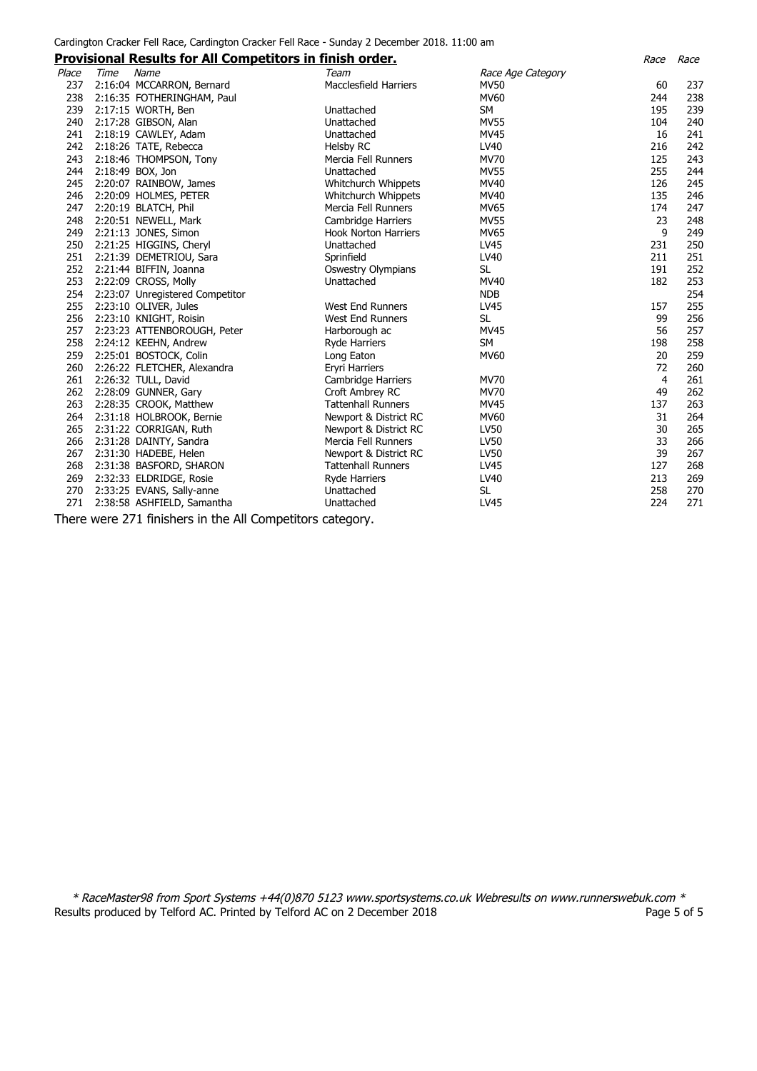## Provisional Results for All Competitors in finish order.

| Place | Time | Name | Team | Race Age Category | Race | Race |
|---|---|---|---|---|---|---|
| 237 | 2:16:04 | MCCARRON, Bernard | Macclesfield Harriers | MV50 | 60 | 237 |
| 238 | 2:16:35 | FOTHERINGHAM, Paul | | MV60 | 244 | 238 |
| 239 | 2:17:15 | WORTH, Ben | Unattached | SM | 195 | 239 |
| 240 | 2:17:28 | GIBSON, Alan | Unattached | MV55 | 104 | 240 |
| 241 | 2:18:19 | CAWLEY, Adam | Unattached | MV45 | 16 | 241 |
| 242 | 2:18:26 | TATE, Rebecca | Helsby RC | LV40 | 216 | 242 |
| 243 | 2:18:46 | THOMPSON, Tony | Mercia Fell Runners | MV70 | 125 | 243 |
| 244 | 2:18:49 | BOX, Jon | Unattached | MV55 | 255 | 244 |
| 245 | 2:20:07 | RAINBOW, James | Whitchurch Whippets | MV40 | 126 | 245 |
| 246 | 2:20:09 | HOLMES, PETER | Whitchurch Whippets | MV40 | 135 | 246 |
| 247 | 2:20:19 | BLATCH, Phil | Mercia Fell Runners | MV65 | 174 | 247 |
| 248 | 2:20:51 | NEWELL, Mark | Cambridge Harriers | MV55 | 23 | 248 |
| 249 | 2:21:13 | JONES, Simon | Hook Norton Harriers | MV65 | 9 | 249 |
| 250 | 2:21:25 | HIGGINS, Cheryl | Unattached | LV45 | 231 | 250 |
| 251 | 2:21:39 | DEMETRIOU, Sara | Sprinfield | LV40 | 211 | 251 |
| 252 | 2:21:44 | BIFFIN, Joanna | Oswestry Olympians | SL | 191 | 252 |
| 253 | 2:22:09 | CROSS, Molly | Unattached | MV40 | 182 | 253 |
| 254 | 2:23:07 | Unregistered Competitor | | NDB | | 254 |
| 255 | 2:23:10 | OLIVER, Jules | West End Runners | LV45 | 157 | 255 |
| 256 | 2:23:10 | KNIGHT, Roisin | West End Runners | SL | 99 | 256 |
| 257 | 2:23:23 | ATTENBOROUGH, Peter | Harborough ac | MV45 | 56 | 257 |
| 258 | 2:24:12 | KEEHN, Andrew | Ryde Harriers | SM | 198 | 258 |
| 259 | 2:25:01 | BOSTOCK, Colin | Long Eaton | MV60 | 20 | 259 |
| 260 | 2:26:22 | FLETCHER, Alexandra | Eryri Harriers | | 72 | 260 |
| 261 | 2:26:32 | TULL, David | Cambridge Harriers | MV70 | 4 | 261 |
| 262 | 2:28:09 | GUNNER, Gary | Croft Ambrey RC | MV70 | 49 | 262 |
| 263 | 2:28:35 | CROOK, Matthew | Tattenhall Runners | MV45 | 137 | 263 |
| 264 | 2:31:18 | HOLBROOK, Bernie | Newport & District RC | MV60 | 31 | 264 |
| 265 | 2:31:22 | CORRIGAN, Ruth | Newport & District RC | LV50 | 30 | 265 |
| 266 | 2:31:28 | DAINTY, Sandra | Mercia Fell Runners | LV50 | 33 | 266 |
| 267 | 2:31:30 | HADEBE, Helen | Newport & District RC | LV50 | 39 | 267 |
| 268 | 2:31:38 | BASFORD, SHARON | Tattenhall Runners | LV45 | 127 | 268 |
| 269 | 2:32:33 | ELDRIDGE, Rosie | Ryde Harriers | LV40 | 213 | 269 |
| 270 | 2:33:25 | EVANS, Sally-anne | Unattached | SL | 258 | 270 |
| 271 | 2:38:58 | ASHFIELD, Samantha | Unattached | LV45 | 224 | 271 |

There were 271 finishers in the All Competitors category.